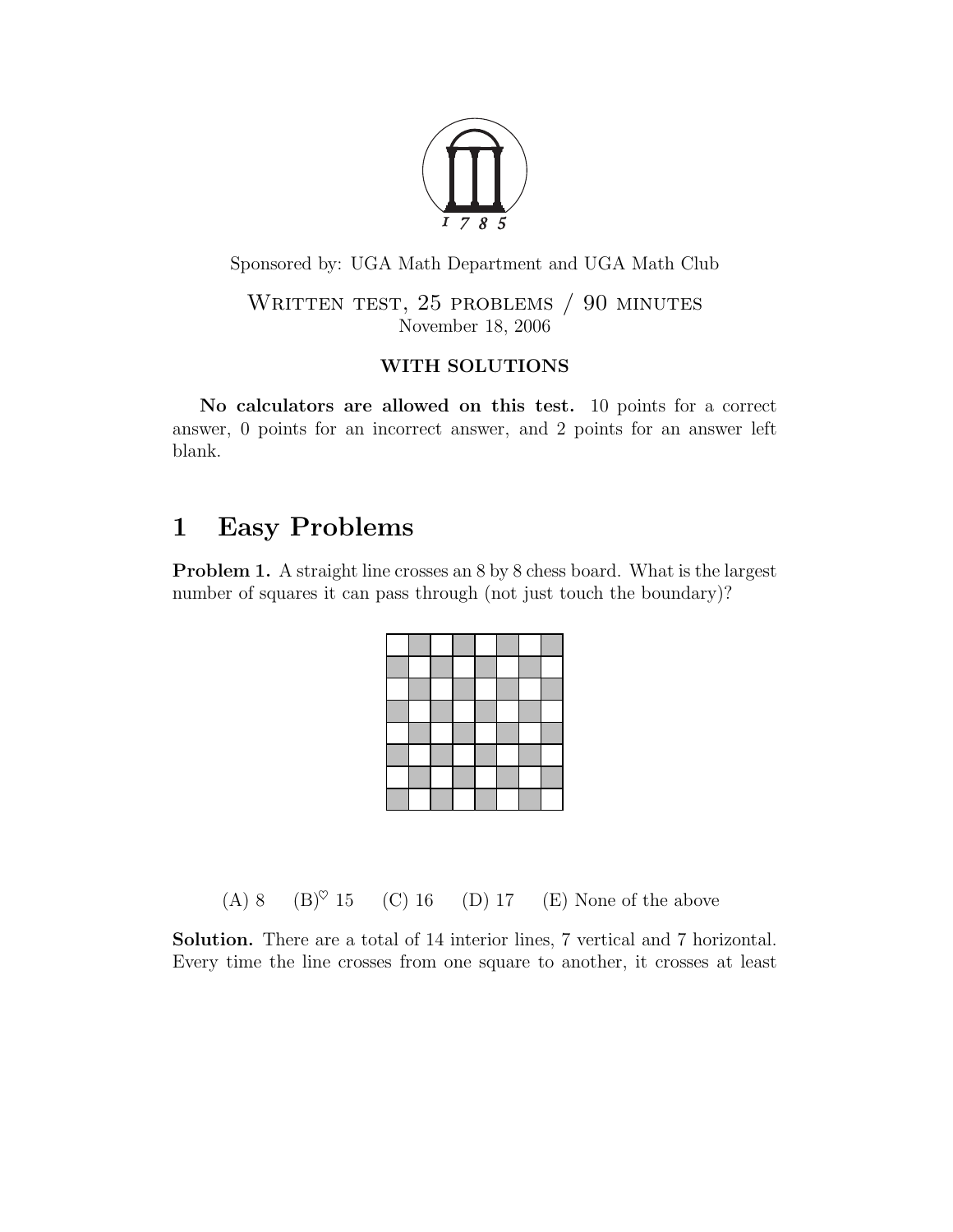Sponsored by: UGA Math Department and UGA Math Club

WRITTEN TEST, 25 PROBLEMS / 90 MINUTES
November 18, 2006

**WITH SOLUTIONS**

**No calculators are allowed on this test.** 10 points for a correct answer, 0 points for an incorrect answer, and 2 points for an answer left blank.

# 1 Easy Problems

**Problem 1.** A straight line crosses an 8 by 8 chess board. What is the largest number of squares it can pass through (not just touch the boundary)?

(A) 8 (B)$^\heartsuit$ 15 (C) 16 (D) 17 (E) None of the above

**Solution.** There are a total of 14 interior lines, 7 vertical and 7 horizontal. Every time the line crosses from one square to another, it crosses at least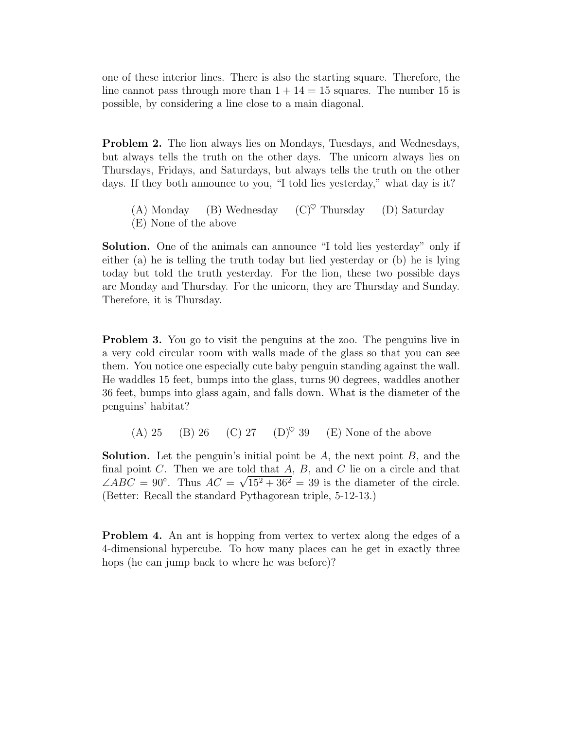one of these interior lines. There is also the starting square. Therefore, the line cannot pass through more than $1 + 14 = 15$ squares. The number 15 is possible, by considering a line close to a main diagonal.

**Problem 2.** The lion always lies on Mondays, Tuesdays, and Wednesdays, but always tells the truth on the other days. The unicorn always lies on Thursdays, Fridays, and Saturdays, but always tells the truth on the other days. If they both announce to you, "I told lies yesterday," what day is it?

(A) Monday (B) Wednesday (C)$^\heartsuit$ Thursday (D) Saturday
(E) None of the above

**Solution.** One of the animals can announce "I told lies yesterday" only if either (a) he is telling the truth today but lied yesterday or (b) he is lying today but told the truth yesterday. For the lion, these two possible days are Monday and Thursday. For the unicorn, they are Thursday and Sunday. Therefore, it is Thursday.

**Problem 3.** You go to visit the penguins at the zoo. The penguins live in a very cold circular room with walls made of the glass so that you can see them. You notice one especially cute baby penguin standing against the wall. He waddles 15 feet, bumps into the glass, turns 90 degrees, waddles another 36 feet, bumps into glass again, and falls down. What is the diameter of the penguins' habitat?

(A) 25 (B) 26 (C) 27 (D)$^\heartsuit$ 39 (E) None of the above

**Solution.** Let the penguin's initial point be $A$, the next point $B$, and the final point $C$. Then we are told that $A$, $B$, and $C$ lie on a circle and that $\angle ABC = 90^\circ$. Thus $AC = \sqrt{15^2 + 36^2} = 39$ is the diameter of the circle. (Better: Recall the standard Pythagorean triple, 5-12-13.)

**Problem 4.** An ant is hopping from vertex to vertex along the edges of a 4-dimensional hypercube. To how many places can he get in exactly three hops (he can jump back to where he was before)?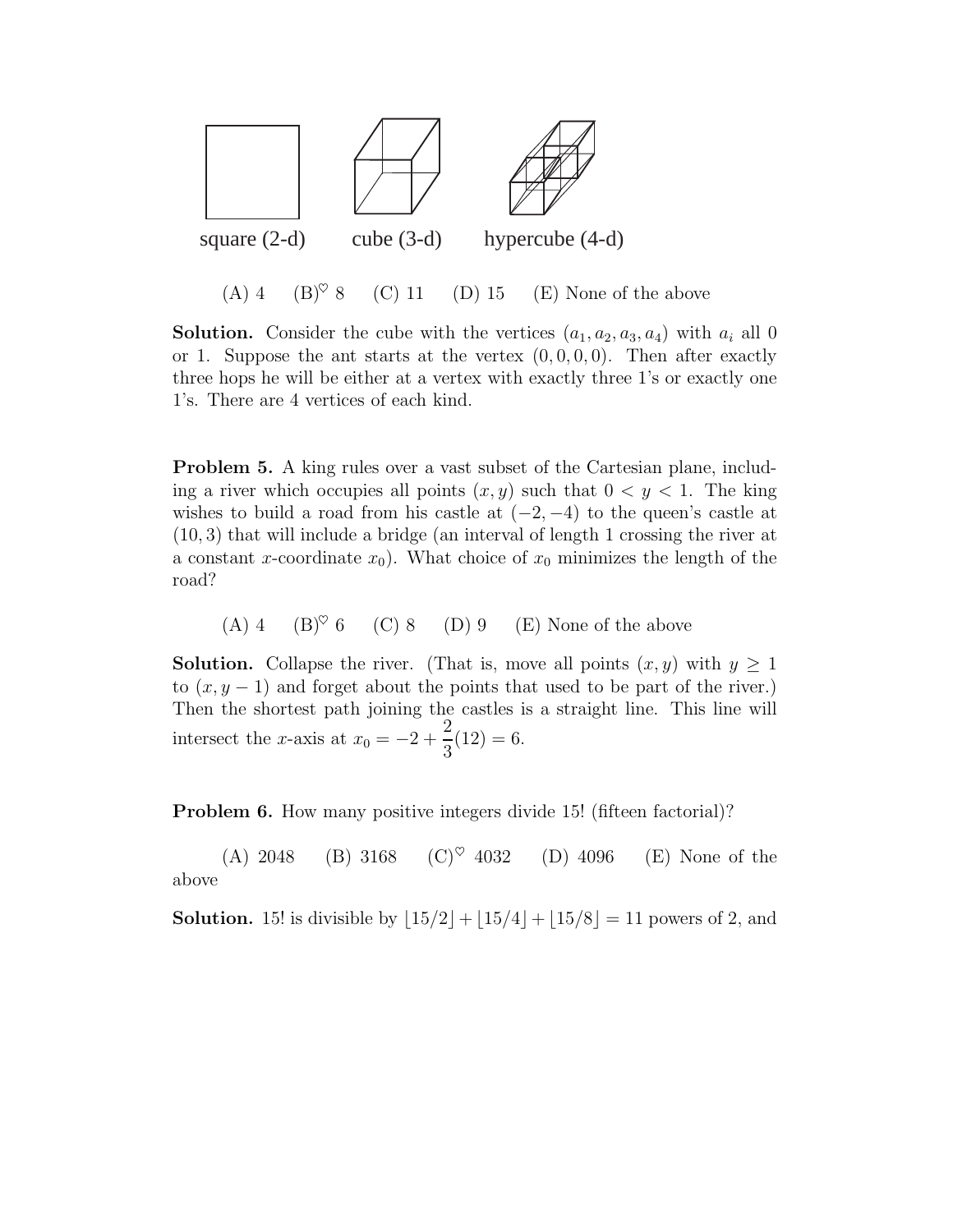square (2-d)        cube (3-d)        hypercube (4-d)

(A) 4     (B)$^\heartsuit$ 8     (C) 11     (D) 15     (E) None of the above

**Solution.** Consider the cube with the vertices $(a_1, a_2, a_3, a_4)$ with $a_i$ all 0 or 1. Suppose the ant starts at the vertex $(0,0,0,0)$. Then after exactly three hops he will be either at a vertex with exactly three 1's or exactly one 1's. There are 4 vertices of each kind.

**Problem 5.** A king rules over a vast subset of the Cartesian plane, including a river which occupies all points $(x, y)$ such that $0 < y < 1$. The king wishes to build a road from his castle at $(-2, -4)$ to the queen's castle at $(10, 3)$ that will include a bridge (an interval of length 1 crossing the river at a constant $x$-coordinate $x_0$). What choice of $x_0$ minimizes the length of the road?

(A) 4     (B)$^\heartsuit$ 6     (C) 8     (D) 9     (E) None of the above

**Solution.** Collapse the river. (That is, move all points $(x, y)$ with $y \geq 1$ to $(x, y-1)$ and forget about the points that used to be part of the river.) Then the shortest path joining the castles is a straight line. This line will intersect the $x$-axis at $x_0 = -2 + \frac{2}{3}(12) = 6$.

**Problem 6.** How many positive integers divide 15! (fifteen factorial)?

(A) 2048     (B) 3168     (C)$^\heartsuit$ 4032     (D) 4096     (E) None of the above

**Solution.** 15! is divisible by $\lfloor 15/2 \rfloor + \lfloor 15/4 \rfloor + \lfloor 15/8 \rfloor = 11$ powers of 2, and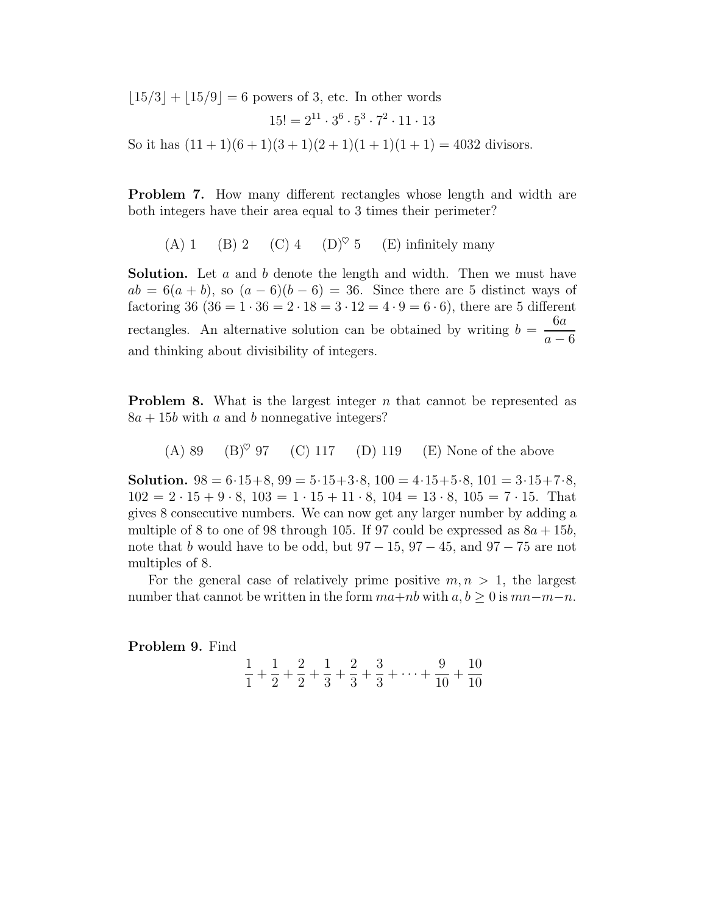$\lfloor 15/3 \rfloor + \lfloor 15/9 \rfloor = 6$ powers of 3, etc. In other words

$$15! = 2^{11} \cdot 3^6 \cdot 5^3 \cdot 7^2 \cdot 11 \cdot 13$$

So it has $(11+1)(6+1)(3+1)(2+1)(1+1)(1+1) = 4032$ divisors.

**Problem 7.** How many different rectangles whose length and width are both integers have their area equal to 3 times their perimeter?

(A) 1 (B) 2 (C) 4 (D)$^\heartsuit$ 5 (E) infinitely many

**Solution.** Let $a$ and $b$ denote the length and width. Then we must have $ab = 6(a+b)$, so $(a-6)(b-6) = 36$. Since there are 5 distinct ways of factoring 36 ($36 = 1 \cdot 36 = 2 \cdot 18 = 3 \cdot 12 = 4 \cdot 9 = 6 \cdot 6$), there are 5 different rectangles. An alternative solution can be obtained by writing $b = \dfrac{6a}{a-6}$ and thinking about divisibility of integers.

**Problem 8.** What is the largest integer $n$ that cannot be represented as $8a + 15b$ with $a$ and $b$ nonnegative integers?

(A) 89 (B)$^\heartsuit$ 97 (C) 117 (D) 119 (E) None of the above

**Solution.** $98 = 6 \cdot 15 + 8$, $99 = 5 \cdot 15 + 3 \cdot 8$, $100 = 4 \cdot 15 + 5 \cdot 8$, $101 = 3 \cdot 15 + 7 \cdot 8$, $102 = 2 \cdot 15 + 9 \cdot 8$, $103 = 1 \cdot 15 + 11 \cdot 8$, $104 = 13 \cdot 8$, $105 = 7 \cdot 15$. That gives 8 consecutive numbers. We can now get any larger number by adding a multiple of 8 to one of 98 through 105. If 97 could be expressed as $8a + 15b$, note that $b$ would have to be odd, but $97 - 15$, $97 - 45$, and $97 - 75$ are not multiples of 8.

For the general case of relatively prime positive $m, n > 1$, the largest number that cannot be written in the form $ma + nb$ with $a, b \geq 0$ is $mn - m - n$.

**Problem 9.** Find

$$\frac{1}{1} + \frac{1}{2} + \frac{2}{2} + \frac{1}{3} + \frac{2}{3} + \frac{3}{3} + \cdots + \frac{9}{10} + \frac{10}{10}$$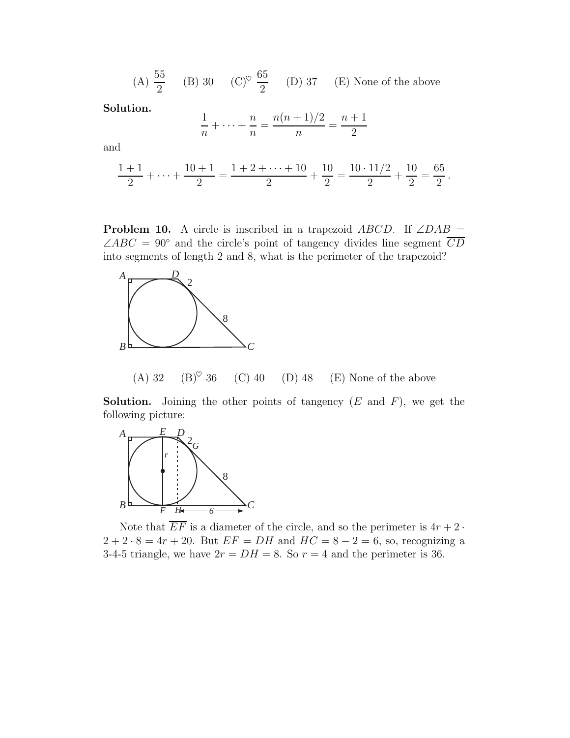(A) $\frac{55}{2}$ (B) 30 (C)$^\heartsuit$ $\frac{65}{2}$ (D) 37 (E) None of the above

**Solution.**

$$\frac{1}{n} + \cdots + \frac{n}{n} = \frac{n(n+1)/2}{n} = \frac{n+1}{2}$$

and

$$\frac{1+1}{2} + \cdots + \frac{10+1}{2} = \frac{1+2+\cdots+10}{2} + \frac{10}{2} = \frac{10 \cdot 11/2}{2} + \frac{10}{2} = \frac{65}{2}\,.$$

**Problem 10.** A circle is inscribed in a trapezoid $ABCD$. If $\angle DAB = \angle ABC = 90^\circ$ and the circle's point of tangency divides line segment $\overline{CD}$ into segments of length 2 and 8, what is the perimeter of the trapezoid?

(A) 32 (B)$^\heartsuit$ 36 (C) 40 (D) 48 (E) None of the above

**Solution.** Joining the other points of tangency ($E$ and $F$), we get the following picture:

Note that $\overline{EF}$ is a diameter of the circle, and so the perimeter is $4r + 2 \cdot 2 + 2 \cdot 8 = 4r + 20$. But $EF = DH$ and $HC = 8 - 2 = 6$, so, recognizing a 3-4-5 triangle, we have $2r = DH = 8$. So $r = 4$ and the perimeter is 36.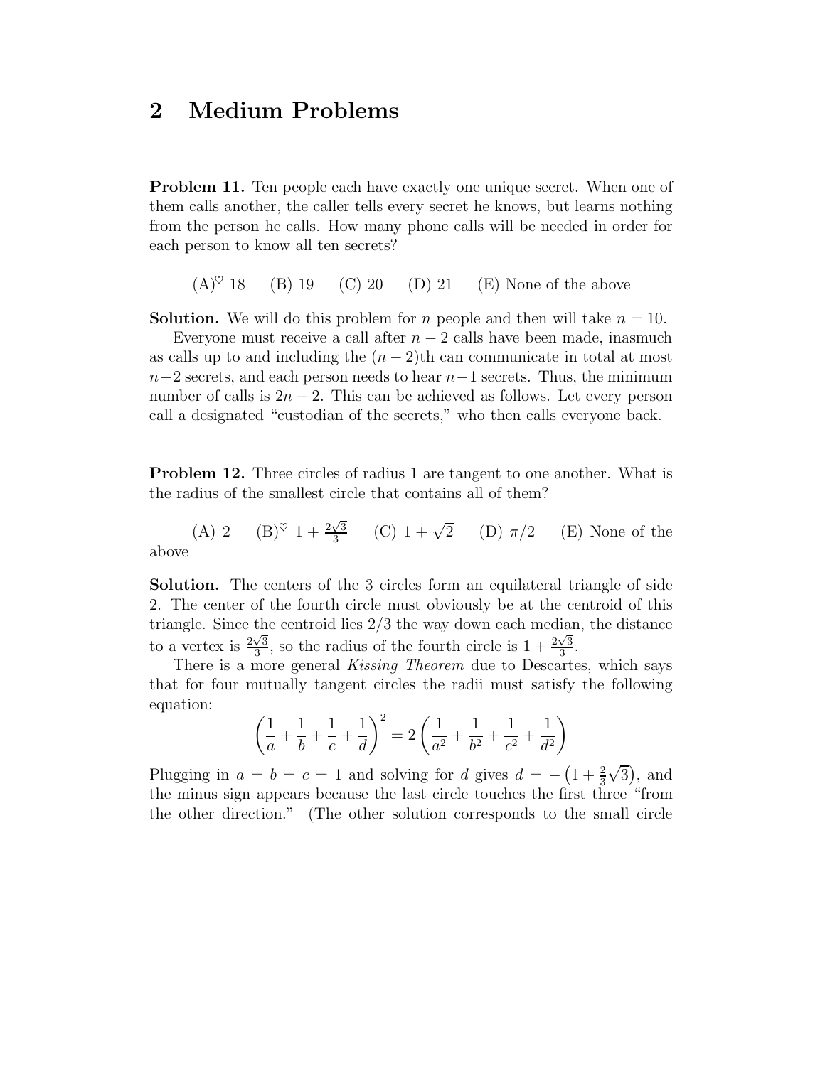## 2 Medium Problems

**Problem 11.** Ten people each have exactly one unique secret. When one of them calls another, the caller tells every secret he knows, but learns nothing from the person he calls. How many phone calls will be needed in order for each person to know all ten secrets?

(A)$^\heartsuit$ 18 (B) 19 (C) 20 (D) 21 (E) None of the above

**Solution.** We will do this problem for $n$ people and then will take $n = 10$.

Everyone must receive a call after $n-2$ calls have been made, inasmuch as calls up to and including the $(n-2)$th can communicate in total at most $n-2$ secrets, and each person needs to hear $n-1$ secrets. Thus, the minimum number of calls is $2n-2$. This can be achieved as follows. Let every person call a designated "custodian of the secrets," who then calls everyone back.

**Problem 12.** Three circles of radius 1 are tangent to one another. What is the radius of the smallest circle that contains all of them?

(A) 2 (B)$^\heartsuit$ $1 + \frac{2\sqrt{3}}{3}$ (C) $1 + \sqrt{2}$ (D) $\pi/2$ (E) None of the above

**Solution.** The centers of the 3 circles form an equilateral triangle of side 2. The center of the fourth circle must obviously be at the centroid of this triangle. Since the centroid lies 2/3 the way down each median, the distance to a vertex is $\frac{2\sqrt{3}}{3}$, so the radius of the fourth circle is $1 + \frac{2\sqrt{3}}{3}$.

There is a more general *Kissing Theorem* due to Descartes, which says that for four mutually tangent circles the radii must satisfy the following equation:

$$\left(\frac{1}{a} + \frac{1}{b} + \frac{1}{c} + \frac{1}{d}\right)^2 = 2\left(\frac{1}{a^2} + \frac{1}{b^2} + \frac{1}{c^2} + \frac{1}{d^2}\right)$$

Plugging in $a = b = c = 1$ and solving for $d$ gives $d = -\left(1 + \frac{2}{3}\sqrt{3}\right)$, and the minus sign appears because the last circle touches the first three "from the other direction." (The other solution corresponds to the small circle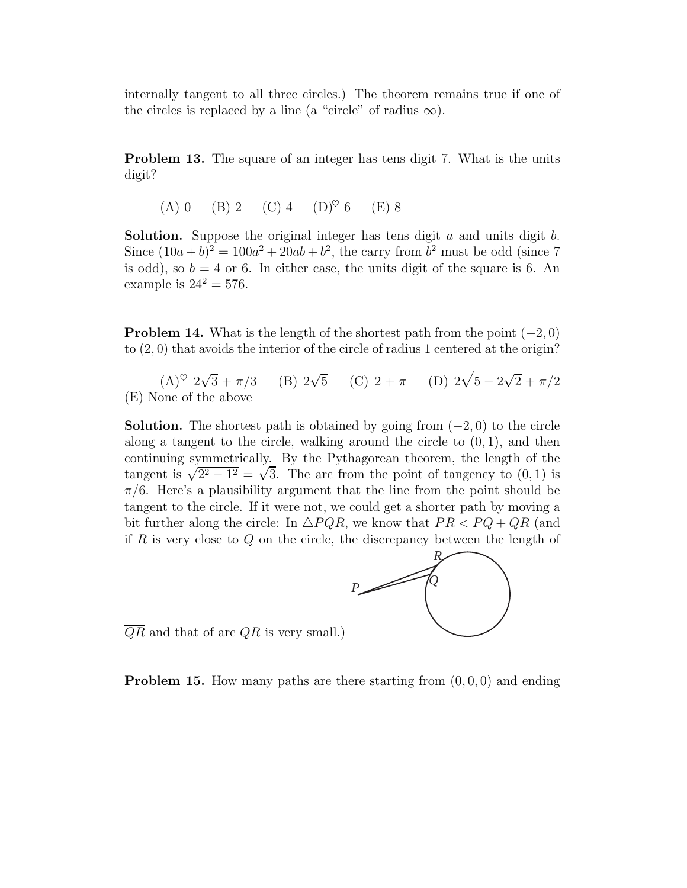internally tangent to all three circles.) The theorem remains true if one of the circles is replaced by a line (a "circle" of radius $\infty$).

**Problem 13.** The square of an integer has tens digit 7. What is the units digit?

(A) 0 (B) 2 (C) 4 (D)$^\heartsuit$ 6 (E) 8

**Solution.** Suppose the original integer has tens digit $a$ and units digit $b$. Since $(10a+b)^2 = 100a^2 + 20ab + b^2$, the carry from $b^2$ must be odd (since 7 is odd), so $b = 4$ or 6. In either case, the units digit of the square is 6. An example is $24^2 = 576$.

**Problem 14.** What is the length of the shortest path from the point $(-2, 0)$ to $(2, 0)$ that avoids the interior of the circle of radius 1 centered at the origin?

(A)$^\heartsuit$ $2\sqrt{3} + \pi/3$ (B) $2\sqrt{5}$ (C) $2 + \pi$ (D) $2\sqrt{5 - 2\sqrt{2}} + \pi/2$
(E) None of the above

**Solution.** The shortest path is obtained by going from $(-2, 0)$ to the circle along a tangent to the circle, walking around the circle to $(0, 1)$, and then continuing symmetrically. By the Pythagorean theorem, the length of the tangent is $\sqrt{2^2 - 1^2} = \sqrt{3}$. The arc from the point of tangency to $(0, 1)$ is $\pi/6$. Here's a plausibility argument that the line from the point should be tangent to the circle. If it were not, we could get a shorter path by moving a bit further along the circle: In $\triangle PQR$, we know that $PR < PQ + QR$ (and if $R$ is very close to $Q$ on the circle, the discrepancy between the length of $\overline{QR}$ and that of arc $QR$ is very small.)

**Problem 15.** How many paths are there starting from $(0, 0, 0)$ and ending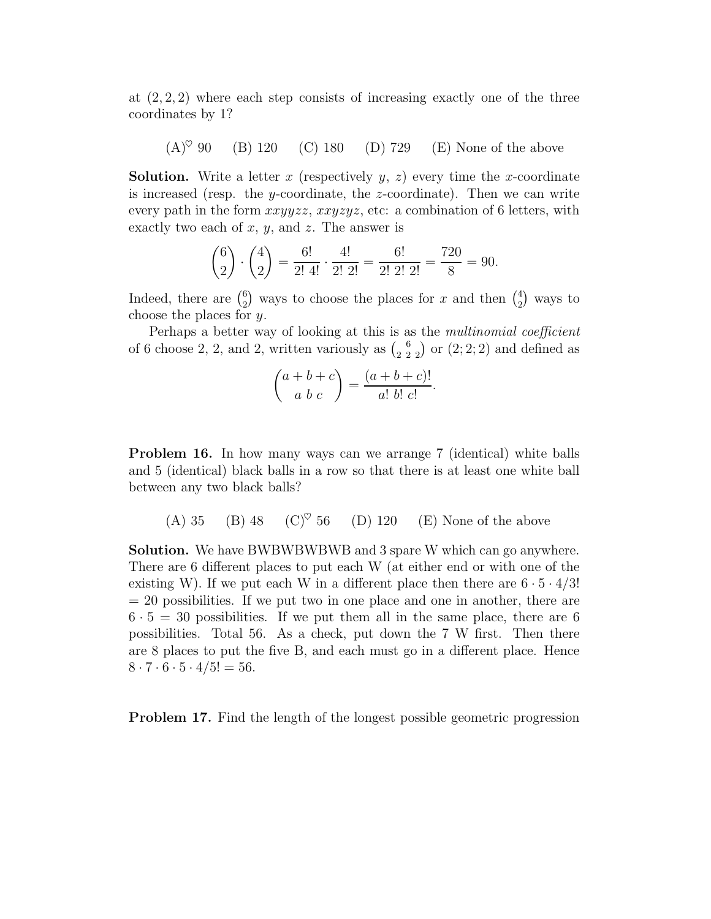at $(2, 2, 2)$ where each step consists of increasing exactly one of the three coordinates by 1?

(A)$^\heartsuit$ 90 (B) 120 (C) 180 (D) 729 (E) None of the above

**Solution.** Write a letter $x$ (respectively $y$, $z$) every time the $x$-coordinate is increased (resp. the $y$-coordinate, the $z$-coordinate). Then we can write every path in the form $xxyyzz$, $xxyzyz$, etc: a combination of 6 letters, with exactly two each of $x$, $y$, and $z$. The answer is

$$\binom{6}{2} \cdot \binom{4}{2} = \frac{6!}{2!\ 4!} \cdot \frac{4!}{2!\ 2!} = \frac{6!}{2!\ 2!\ 2!} = \frac{720}{8} = 90.$$

Indeed, there are $\binom{6}{2}$ ways to choose the places for $x$ and then $\binom{4}{2}$ ways to choose the places for $y$.

Perhaps a better way of looking at this is as the *multinomial coefficient* of 6 choose 2, 2, and 2, written variously as $\binom{6}{2\ 2\ 2}$ or $(2; 2; 2)$ and defined as

$$\binom{a+b+c}{a\ b\ c} = \frac{(a+b+c)!}{a!\ b!\ c!}.$$

**Problem 16.** In how many ways can we arrange 7 (identical) white balls and 5 (identical) black balls in a row so that there is at least one white ball between any two black balls?

(A) 35 (B) 48 (C)$^\heartsuit$ 56 (D) 120 (E) None of the above

**Solution.** We have BWBWBWBWB and 3 spare W which can go anywhere. There are 6 different places to put each W (at either end or with one of the existing W). If we put each W in a different place then there are $6 \cdot 5 \cdot 4/3!$ $= 20$ possibilities. If we put two in one place and one in another, there are $6 \cdot 5 = 30$ possibilities. If we put them all in the same place, there are 6 possibilities. Total 56. As a check, put down the 7 W first. Then there are 8 places to put the five B, and each must go in a different place. Hence $8 \cdot 7 \cdot 6 \cdot 5 \cdot 4/5! = 56$.

**Problem 17.** Find the length of the longest possible geometric progression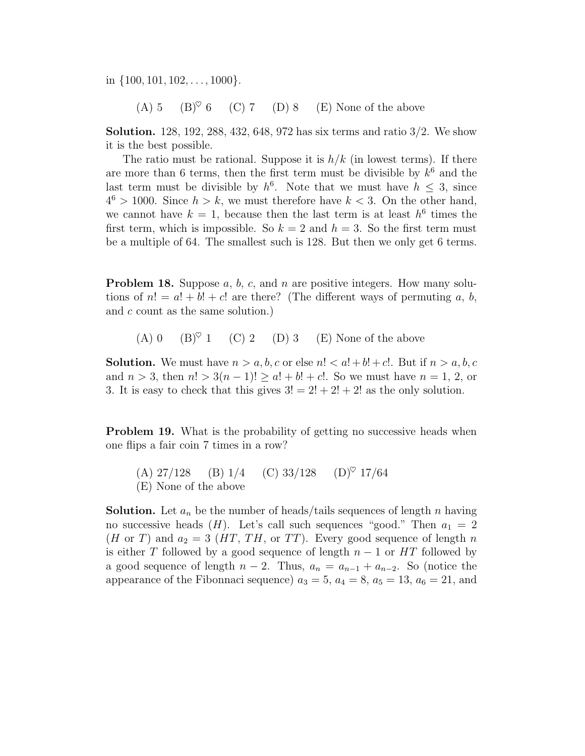in $\{100, 101, 102, \ldots, 1000\}$.

(A) 5 (B)$^\heartsuit$ 6 (C) 7 (D) 8 (E) None of the above

**Solution.** 128, 192, 288, 432, 648, 972 has six terms and ratio 3/2. We show it is the best possible.

The ratio must be rational. Suppose it is $h/k$ (in lowest terms). If there are more than 6 terms, then the first term must be divisible by $k^6$ and the last term must be divisible by $h^6$. Note that we must have $h \leq 3$, since $4^6 > 1000$. Since $h > k$, we must therefore have $k < 3$. On the other hand, we cannot have $k = 1$, because then the last term is at least $h^6$ times the first term, which is impossible. So $k = 2$ and $h = 3$. So the first term must be a multiple of 64. The smallest such is 128. But then we only get 6 terms.

**Problem 18.** Suppose $a$, $b$, $c$, and $n$ are positive integers. How many solutions of $n! = a! + b! + c!$ are there? (The different ways of permuting $a$, $b$, and $c$ count as the same solution.)

(A) 0 (B)$^\heartsuit$ 1 (C) 2 (D) 3 (E) None of the above

**Solution.** We must have $n > a, b, c$ or else $n! < a! + b! + c!$. But if $n > a, b, c$ and $n > 3$, then $n! > 3(n-1)! \geq a! + b! + c!$. So we must have $n = 1$, 2, or 3. It is easy to check that this gives $3! = 2! + 2! + 2!$ as the only solution.

**Problem 19.** What is the probability of getting no successive heads when one flips a fair coin 7 times in a row?

(A) 27/128 (B) 1/4 (C) 33/128 (D)$^\heartsuit$ 17/64
(E) None of the above

**Solution.** Let $a_n$ be the number of heads/tails sequences of length $n$ having no successive heads ($H$). Let's call such sequences "good." Then $a_1 = 2$ ($H$ or $T$) and $a_2 = 3$ ($HT$, $TH$, or $TT$). Every good sequence of length $n$ is either $T$ followed by a good sequence of length $n-1$ or $HT$ followed by a good sequence of length $n-2$. Thus, $a_n = a_{n-1} + a_{n-2}$. So (notice the appearance of the Fibonnaci sequence) $a_3 = 5$, $a_4 = 8$, $a_5 = 13$, $a_6 = 21$, and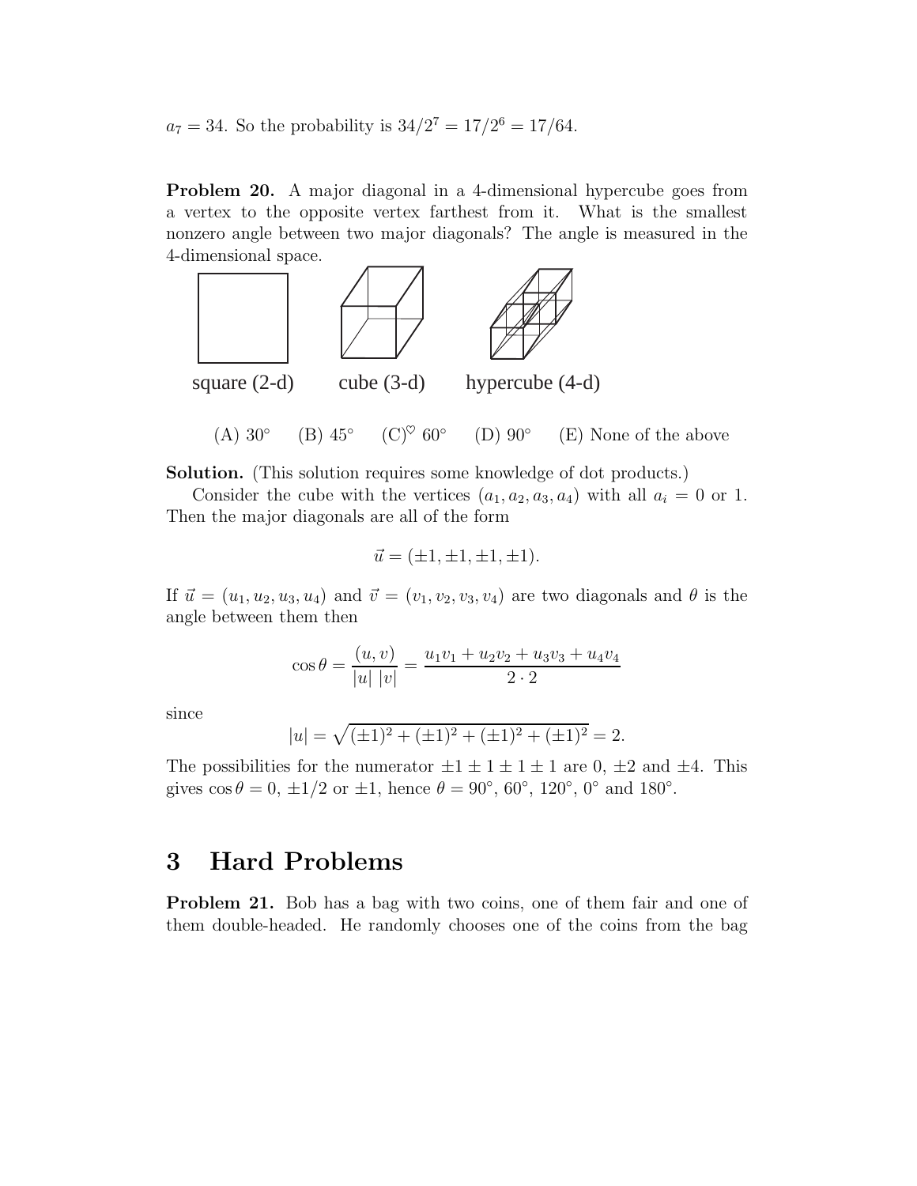$a_7 = 34$. So the probability is $34/2^7 = 17/2^6 = 17/64$.

**Problem 20.** A major diagonal in a 4-dimensional hypercube goes from a vertex to the opposite vertex farthest from it. What is the smallest nonzero angle between two major diagonals? The angle is measured in the 4-dimensional space.

square (2-d) cube (3-d) hypercube (4-d)

(A) 30° (B) 45° (C)$^\heartsuit$ 60° (D) 90° (E) None of the above

**Solution.** (This solution requires some knowledge of dot products.)

Consider the cube with the vertices $(a_1, a_2, a_3, a_4)$ with all $a_i = 0$ or 1. Then the major diagonals are all of the form

$$\vec{u} = (\pm 1, \pm 1, \pm 1, \pm 1).$$

If $\vec{u} = (u_1, u_2, u_3, u_4)$ and $\vec{v} = (v_1, v_2, v_3, v_4)$ are two diagonals and $\theta$ is the angle between them then

$$\cos\theta = \frac{(u, v)}{|u|\ |v|} = \frac{u_1v_1 + u_2v_2 + u_3v_3 + u_4v_4}{2 \cdot 2}$$

since

$$|u| = \sqrt{(\pm 1)^2 + (\pm 1)^2 + (\pm 1)^2 + (\pm 1)^2} = 2.$$

The possibilities for the numerator $\pm 1 \pm 1 \pm 1 \pm 1$ are 0, $\pm 2$ and $\pm 4$. This gives $\cos\theta = 0$, $\pm 1/2$ or $\pm 1$, hence $\theta = 90°$, $60°$, $120°$, $0°$ and $180°$.

## 3 Hard Problems

**Problem 21.** Bob has a bag with two coins, one of them fair and one of them double-headed. He randomly chooses one of the coins from the bag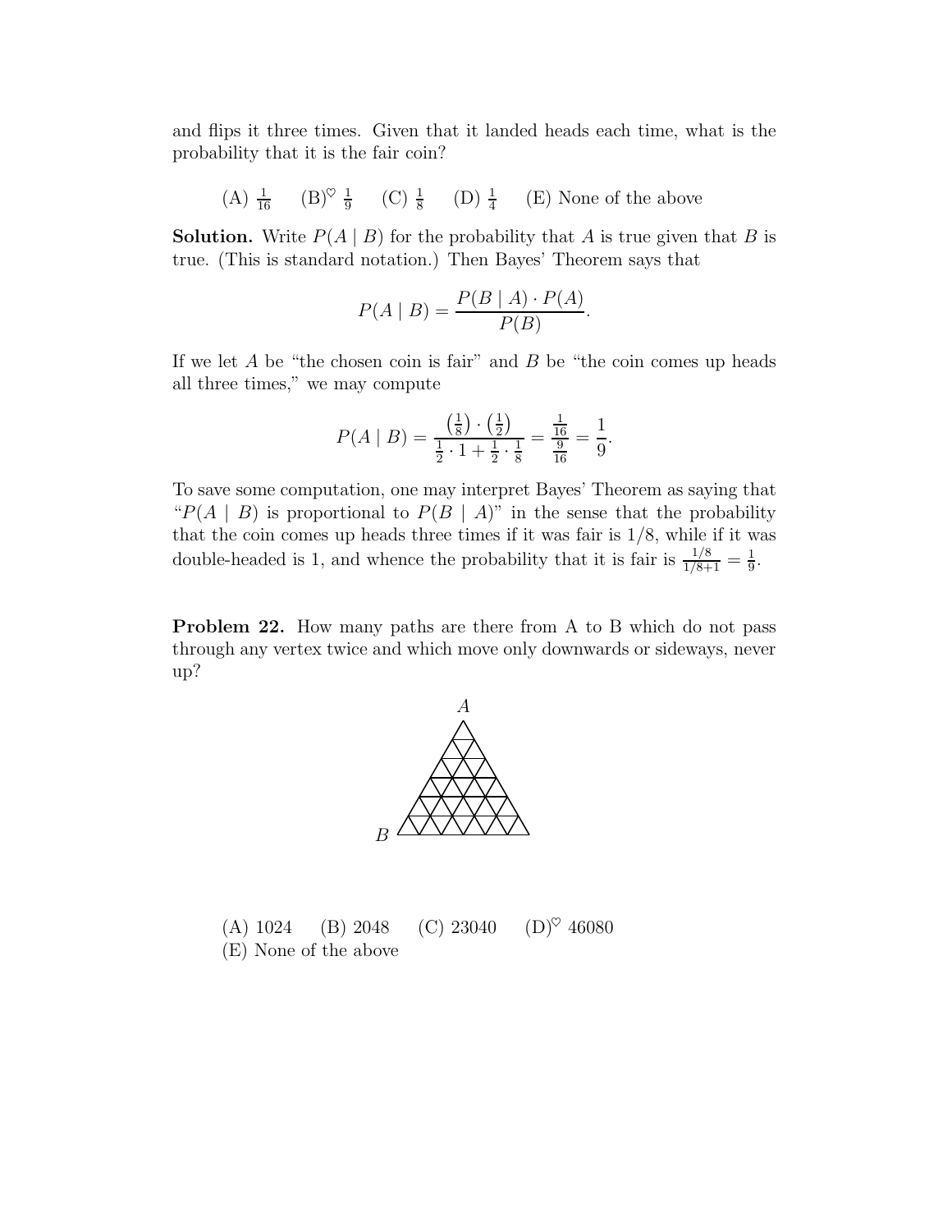and flips it three times. Given that it landed heads each time, what is the probability that it is the fair coin?

(A) $\frac{1}{16}$ (B)$^\heartsuit$ $\frac{1}{9}$ (C) $\frac{1}{8}$ (D) $\frac{1}{4}$ (E) None of the above

**Solution.** Write $P(A \mid B)$ for the probability that $A$ is true given that $B$ is true. (This is standard notation.) Then Bayes' Theorem says that

$$P(A \mid B) = \frac{P(B \mid A) \cdot P(A)}{P(B)}.$$

If we let $A$ be "the chosen coin is fair" and $B$ be "the coin comes up heads all three times," we may compute

$$P(A \mid B) = \frac{\left(\frac{1}{8}\right) \cdot \left(\frac{1}{2}\right)}{\frac{1}{2} \cdot 1 + \frac{1}{2} \cdot \frac{1}{8}} = \frac{\frac{1}{16}}{\frac{9}{16}} = \frac{1}{9}.$$

To save some computation, one may interpret Bayes' Theorem as saying that "$P(A \mid B)$ is proportional to $P(B \mid A)$" in the sense that the probability that the coin comes up heads three times if it was fair is $1/8$, while if it was double-headed is 1, and whence the probability that it is fair is $\frac{1/8}{1/8+1} = \frac{1}{9}$.

**Problem 22.** How many paths are there from A to B which do not pass through any vertex twice and which move only downwards or sideways, never up?

(A) 1024 (B) 2048 (C) 23040 (D)$^\heartsuit$ 46080
(E) None of the above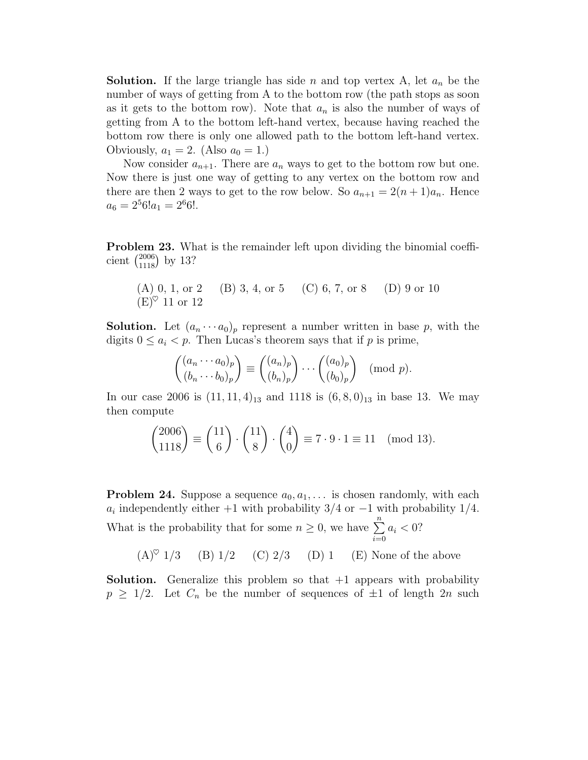**Solution.** If the large triangle has side $n$ and top vertex A, let $a_n$ be the number of ways of getting from A to the bottom row (the path stops as soon as it gets to the bottom row). Note that $a_n$ is also the number of ways of getting from A to the bottom left-hand vertex, because having reached the bottom row there is only one allowed path to the bottom left-hand vertex. Obviously, $a_1 = 2$. (Also $a_0 = 1$.)

Now consider $a_{n+1}$. There are $a_n$ ways to get to the bottom row but one. Now there is just one way of getting to any vertex on the bottom row and there are then 2 ways to get to the row below. So $a_{n+1} = 2(n+1)a_n$. Hence $a_6 = 2^5 6! a_1 = 2^6 6!$.

**Problem 23.** What is the remainder left upon dividing the binomial coefficient $\binom{2006}{1118}$ by 13?

(A) 0, 1, or 2 (B) 3, 4, or 5 (C) 6, 7, or 8 (D) 9 or 10 (E)$^\heartsuit$ 11 or 12

**Solution.** Let $(a_n \cdots a_0)_p$ represent a number written in base $p$, with the digits $0 \le a_i < p$. Then Lucas's theorem says that if $p$ is prime,

$$\binom{(a_n \cdots a_0)_p}{(b_n \cdots b_0)_p} \equiv \binom{(a_n)_p}{(b_n)_p} \cdots \binom{(a_0)_p}{(b_0)_p} \pmod{p}.$$

In our case 2006 is $(11, 11, 4)_{13}$ and 1118 is $(6, 8, 0)_{13}$ in base 13. We may then compute

$$\binom{2006}{1118} \equiv \binom{11}{6} \cdot \binom{11}{8} \cdot \binom{4}{0} \equiv 7 \cdot 9 \cdot 1 \equiv 11 \pmod{13}.$$

**Problem 24.** Suppose a sequence $a_0, a_1, \ldots$ is chosen randomly, with each $a_i$ independently either $+1$ with probability $3/4$ or $-1$ with probability $1/4$. What is the probability that for some $n \ge 0$, we have $\sum_{i=0}^{n} a_i < 0$?

(A)$^\heartsuit$ 1/3 (B) 1/2 (C) 2/3 (D) 1 (E) None of the above

**Solution.** Generalize this problem so that $+1$ appears with probability $p \ge 1/2$. Let $C_n$ be the number of sequences of $\pm 1$ of length $2n$ such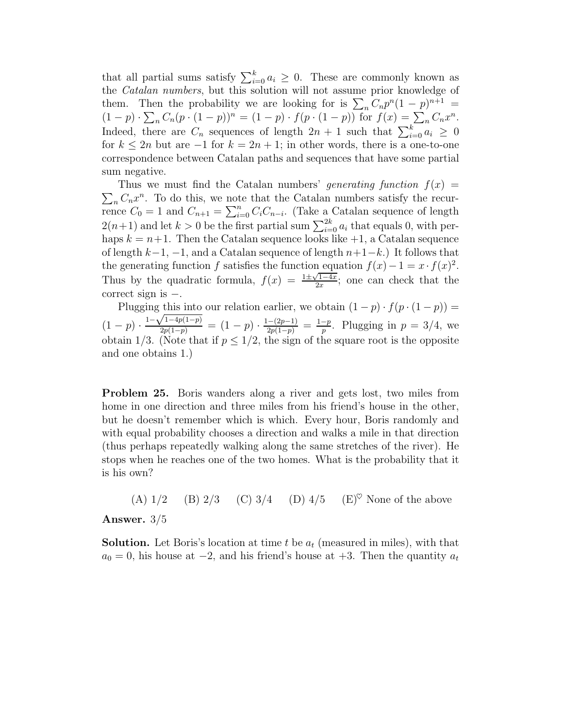that all partial sums satisfy $\sum_{i=0}^{k} a_i \geq 0$. These are commonly known as the *Catalan numbers*, but this solution will not assume prior knowledge of them. Then the probability we are looking for is $\sum_n C_n p^n (1-p)^{n+1} = (1-p) \cdot \sum_n C_n (p \cdot (1-p))^n = (1-p) \cdot f(p \cdot (1-p))$ for $f(x) = \sum_n C_n x^n$. Indeed, there are $C_n$ sequences of length $2n+1$ such that $\sum_{i=0}^{k} a_i \geq 0$ for $k \leq 2n$ but are $-1$ for $k = 2n+1$; in other words, there is a one-to-one correspondence between Catalan paths and sequences that have some partial sum negative.

Thus we must find the Catalan numbers' *generating function* $f(x) = \sum_n C_n x^n$. To do this, we note that the Catalan numbers satisfy the recurrence $C_0 = 1$ and $C_{n+1} = \sum_{i=0}^{n} C_i C_{n-i}$. (Take a Catalan sequence of length $2(n+1)$ and let $k > 0$ be the first partial sum $\sum_{i=0}^{2k} a_i$ that equals 0, with perhaps $k = n+1$. Then the Catalan sequence looks like $+1$, a Catalan sequence of length $k-1$, $-1$, and a Catalan sequence of length $n+1-k$.) It follows that the generating function $f$ satisfies the function equation $f(x) - 1 = x \cdot f(x)^2$. Thus by the quadratic formula, $f(x) = \frac{1 \pm \sqrt{1-4x}}{2x}$; one can check that the correct sign is $-$.

Plugging this into our relation earlier, we obtain $(1-p) \cdot f(p \cdot (1-p)) = (1-p) \cdot \frac{1-\sqrt{1-4p(1-p)}}{2p(1-p)} = (1-p) \cdot \frac{1-(2p-1)}{2p(1-p)} = \frac{1-p}{p}$. Plugging in $p = 3/4$, we obtain $1/3$. (Note that if $p \leq 1/2$, the sign of the square root is the opposite and one obtains 1.)

**Problem 25.** Boris wanders along a river and gets lost, two miles from home in one direction and three miles from his friend's house in the other, but he doesn't remember which is which. Every hour, Boris randomly and with equal probability chooses a direction and walks a mile in that direction (thus perhaps repeatedly walking along the same stretches of the river). He stops when he reaches one of the two homes. What is the probability that it is his own?

(A) 1/2 (B) 2/3 (C) 3/4 (D) 4/5 (E)$^{\heartsuit}$ None of the above

**Answer.** 3/5

**Solution.** Let Boris's location at time $t$ be $a_t$ (measured in miles), with that $a_0 = 0$, his house at $-2$, and his friend's house at $+3$. Then the quantity $a_t$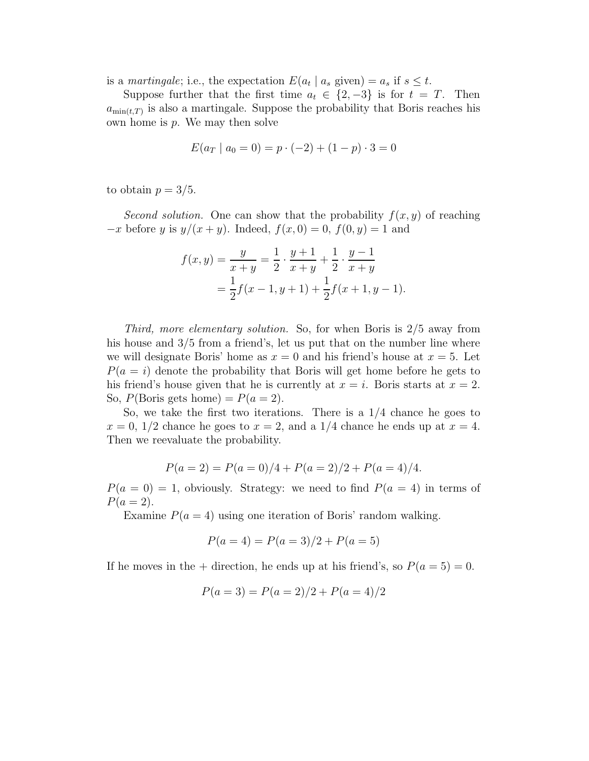is a *martingale*; i.e., the expectation $E(a_t \mid a_s \text{ given}) = a_s$ if $s \le t$.

Suppose further that the first time $a_t \in \{2, -3\}$ is for $t = T$. Then $a_{\min(t,T)}$ is also a martingale. Suppose the probability that Boris reaches his own home is $p$. We may then solve

$$E(a_T \mid a_0 = 0) = p \cdot (-2) + (1 - p) \cdot 3 = 0$$

to obtain $p = 3/5$.

*Second solution.* One can show that the probability $f(x, y)$ of reaching $-x$ before $y$ is $y/(x + y)$. Indeed, $f(x, 0) = 0$, $f(0, y) = 1$ and

$$\begin{aligned} f(x, y) = \frac{y}{x+y} &= \frac{1}{2} \cdot \frac{y+1}{x+y} + \frac{1}{2} \cdot \frac{y-1}{x+y} \\ &= \frac{1}{2} f(x-1, y+1) + \frac{1}{2} f(x+1, y-1). \end{aligned}$$

*Third, more elementary solution.* So, for when Boris is 2/5 away from his house and 3/5 from a friend's, let us put that on the number line where we will designate Boris' home as $x = 0$ and his friend's house at $x = 5$. Let $P(a = i)$ denote the probability that Boris will get home before he gets to his friend's house given that he is currently at $x = i$. Boris starts at $x = 2$. So, $P(\text{Boris gets home}) = P(a = 2)$.

So, we take the first two iterations. There is a 1/4 chance he goes to $x = 0$, 1/2 chance he goes to $x = 2$, and a 1/4 chance he ends up at $x = 4$. Then we reevaluate the probability.

$$P(a = 2) = P(a = 0)/4 + P(a = 2)/2 + P(a = 4)/4.$$

$P(a = 0) = 1$, obviously. Strategy: we need to find $P(a = 4)$ in terms of $P(a = 2)$.

Examine $P(a = 4)$ using one iteration of Boris' random walking.

$$P(a = 4) = P(a = 3)/2 + P(a = 5)$$

If he moves in the + direction, he ends up at his friend's, so $P(a = 5) = 0$.

$$P(a = 3) = P(a = 2)/2 + P(a = 4)/2$$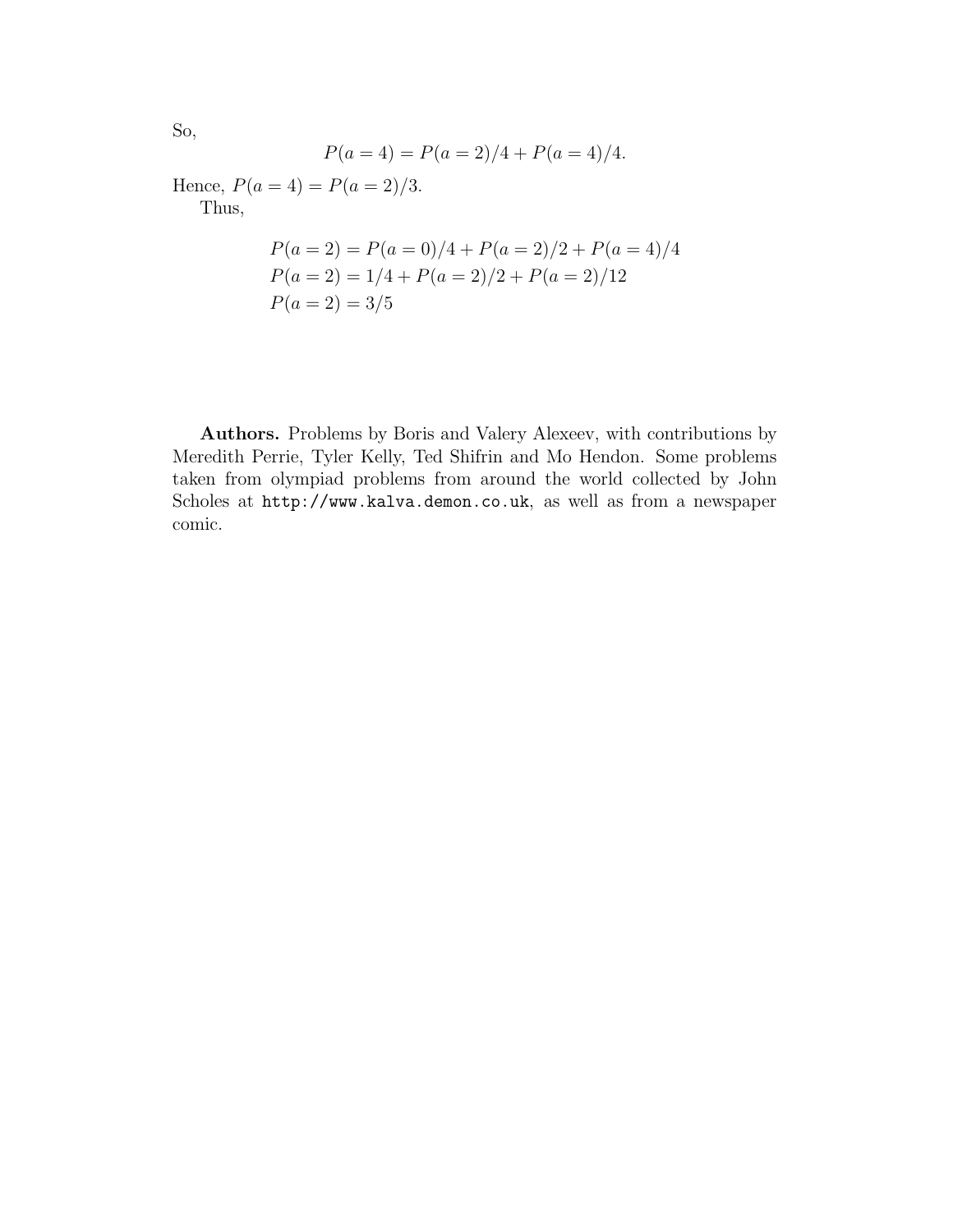So,

$$P(a = 4) = P(a = 2)/4 + P(a = 4)/4.$$

Hence, $P(a = 4) = P(a = 2)/3$.

Thus,

$$\begin{aligned}
P(a = 2) &= P(a = 0)/4 + P(a = 2)/2 + P(a = 4)/4 \\
P(a = 2) &= 1/4 + P(a = 2)/2 + P(a = 2)/12 \\
P(a = 2) &= 3/5
\end{aligned}$$

**Authors.** Problems by Boris and Valery Alexeev, with contributions by Meredith Perrie, Tyler Kelly, Ted Shifrin and Mo Hendon. Some problems taken from olympiad problems from around the world collected by John Scholes at `http://www.kalva.demon.co.uk`, as well as from a newspaper comic.